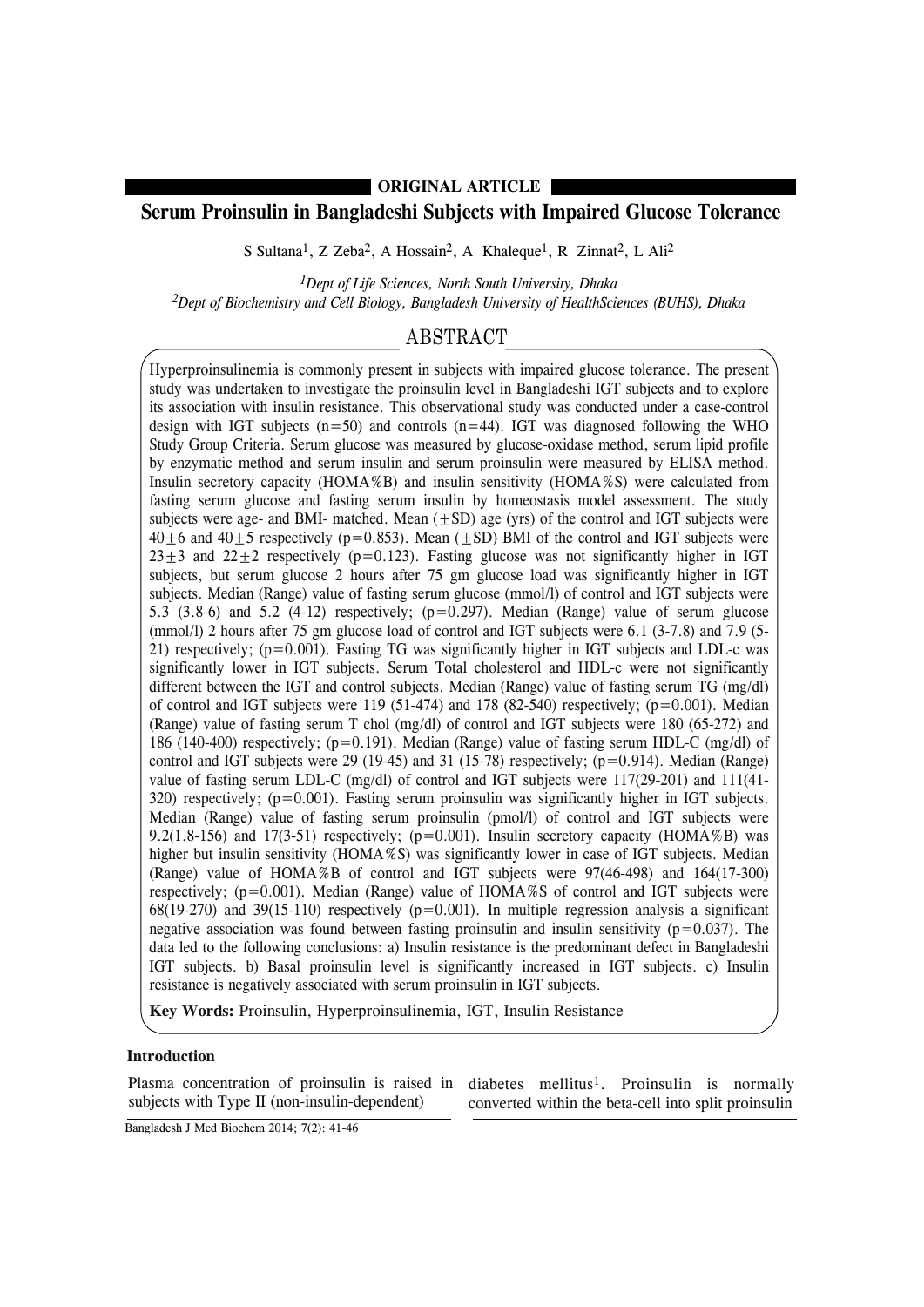ORIGINAL ARTICLE

# Serum Proinsulin in Bangladeshi Subjects with Impaired Glucose Tolerance

S Sultana[1], Z Zeba[2], A Hossain[2], A Khaleque[1], R Zinnat[2], L Ali[2]

[1]*Dept of Life Sciences, North South University, Dhaka*
[2]*Dept of Biochemistry and Cell Biology, Bangladesh University of HealthSciences (BUHS), Dhaka*

## ABSTRACT

Hyperproinsulinemia is commonly present in subjects with impaired glucose tolerance. The present study was undertaken to investigate the proinsulin level in Bangladeshi IGT subjects and to explore its association with insulin resistance. This observational study was conducted under a case-control design with IGT subjects (n=50) and controls (n=44). IGT was diagnosed following the WHO Study Group Criteria. Serum glucose was measured by glucose-oxidase method, serum lipid profile by enzymatic method and serum insulin and serum proinsulin were measured by ELISA method. Insulin secretory capacity (HOMA%B) and insulin sensitivity (HOMA%S) were calculated from fasting serum glucose and fasting serum insulin by homeostasis model assessment. The study subjects were age- and BMI- matched. Mean (±SD) age (yrs) of the control and IGT subjects were 40±6 and 40±5 respectively (p=0.853). Mean (±SD) BMI of the control and IGT subjects were 23±3 and 22±2 respectively (p=0.123). Fasting glucose was not significantly higher in IGT subjects, but serum glucose 2 hours after 75 gm glucose load was significantly higher in IGT subjects. Median (Range) value of fasting serum glucose (mmol/l) of control and IGT subjects were 5.3 (3.8-6) and 5.2 (4-12) respectively; (p=0.297). Median (Range) value of serum glucose (mmol/l) 2 hours after 75 gm glucose load of control and IGT subjects were 6.1 (3-7.8) and 7.9 (5-21) respectively; (p=0.001). Fasting TG was significantly higher in IGT subjects and LDL-c was significantly lower in IGT subjects. Serum Total cholesterol and HDL-c were not significantly different between the IGT and control subjects. Median (Range) value of fasting serum TG (mg/dl) of control and IGT subjects were 119 (51-474) and 178 (82-540) respectively; (p=0.001). Median (Range) value of fasting serum T chol (mg/dl) of control and IGT subjects were 180 (65-272) and 186 (140-400) respectively; (p=0.191). Median (Range) value of fasting serum HDL-C (mg/dl) of control and IGT subjects were 29 (19-45) and 31 (15-78) respectively; (p=0.914). Median (Range) value of fasting serum LDL-C (mg/dl) of control and IGT subjects were 117(29-201) and 111(41-320) respectively; (p=0.001). Fasting serum proinsulin was significantly higher in IGT subjects. Median (Range) value of fasting serum proinsulin (pmol/l) of control and IGT subjects were 9.2(1.8-156) and 17(3-51) respectively; (p=0.001). Insulin secretory capacity (HOMA%B) was higher but insulin sensitivity (HOMA%S) was significantly lower in case of IGT subjects. Median (Range) value of HOMA%B of control and IGT subjects were 97(46-498) and 164(17-300) respectively; (p=0.001). Median (Range) value of HOMA%S of control and IGT subjects were 68(19-270) and 39(15-110) respectively (p=0.001). In multiple regression analysis a significant negative association was found between fasting proinsulin and insulin sensitivity (p=0.037). The data led to the following conclusions: a) Insulin resistance is the predominant defect in Bangladeshi IGT subjects. b) Basal proinsulin level is significantly increased in IGT subjects. c) Insulin resistance is negatively associated with serum proinsulin in IGT subjects.

**Key Words:** Proinsulin, Hyperproinsulinemia, IGT, Insulin Resistance

### Introduction

Plasma concentration of proinsulin is raised in subjects with Type II (non-insulin-dependent) diabetes mellitus[1]. Proinsulin is normally converted within the beta-cell into split proinsulin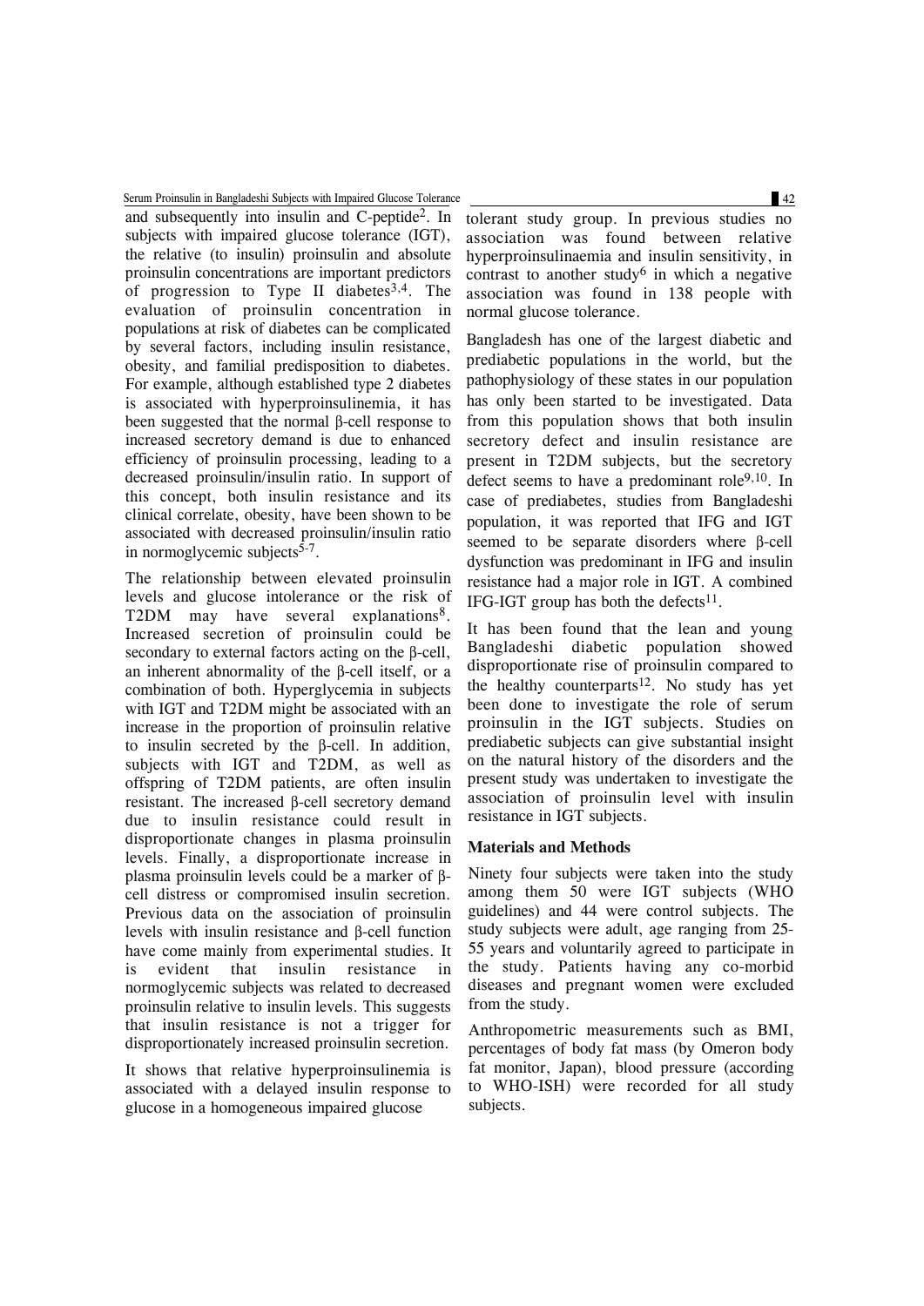and subsequently into insulin and C-peptide[2]. In subjects with impaired glucose tolerance (IGT), the relative (to insulin) proinsulin and absolute proinsulin concentrations are important predictors of progression to Type II diabetes[3,4]. The evaluation of proinsulin concentration in populations at risk of diabetes can be complicated by several factors, including insulin resistance, obesity, and familial predisposition to diabetes. For example, although established type 2 diabetes is associated with hyperproinsulinemia, it has been suggested that the normal β-cell response to increased secretory demand is due to enhanced efficiency of proinsulin processing, leading to a decreased proinsulin/insulin ratio. In support of this concept, both insulin resistance and its clinical correlate, obesity, have been shown to be associated with decreased proinsulin/insulin ratio in normoglycemic subjects[5-7].

The relationship between elevated proinsulin levels and glucose intolerance or the risk of T2DM may have several explanations[8]. Increased secretion of proinsulin could be secondary to external factors acting on the β-cell, an inherent abnormality of the β-cell itself, or a combination of both. Hyperglycemia in subjects with IGT and T2DM might be associated with an increase in the proportion of proinsulin relative to insulin secreted by the β-cell. In addition, subjects with IGT and T2DM, as well as offspring of T2DM patients, are often insulin resistant. The increased β-cell secretory demand due to insulin resistance could result in disproportionate changes in plasma proinsulin levels. Finally, a disproportionate increase in plasma proinsulin levels could be a marker of β-cell distress or compromised insulin secretion. Previous data on the association of proinsulin levels with insulin resistance and β-cell function have come mainly from experimental studies. It is evident that insulin resistance in normoglycemic subjects was related to decreased proinsulin relative to insulin levels. This suggests that insulin resistance is not a trigger for disproportionately increased proinsulin secretion.

It shows that relative hyperproinsulinemia is associated with a delayed insulin response to glucose in a homogeneous impaired glucose tolerant study group. In previous studies no association was found between relative hyperproinsulinaemia and insulin sensitivity, in contrast to another study[6] in which a negative association was found in 138 people with normal glucose tolerance.

Bangladesh has one of the largest diabetic and prediabetic populations in the world, but the pathophysiology of these states in our population has only been started to be investigated. Data from this population shows that both insulin secretory defect and insulin resistance are present in T2DM subjects, but the secretory defect seems to have a predominant role[9,10]. In case of prediabetes, studies from Bangladeshi population, it was reported that IFG and IGT seemed to be separate disorders where β-cell dysfunction was predominant in IFG and insulin resistance had a major role in IGT. A combined IFG-IGT group has both the defects[11].

It has been found that the lean and young Bangladeshi diabetic population showed disproportionate rise of proinsulin compared to the healthy counterparts[12]. No study has yet been done to investigate the role of serum proinsulin in the IGT subjects. Studies on prediabetic subjects can give substantial insight on the natural history of the disorders and the present study was undertaken to investigate the association of proinsulin level with insulin resistance in IGT subjects.

### Materials and Methods

Ninety four subjects were taken into the study among them 50 were IGT subjects (WHO guidelines) and 44 were control subjects. The study subjects were adult, age ranging from 25-55 years and voluntarily agreed to participate in the study. Patients having any co-morbid diseases and pregnant women were excluded from the study.

Anthropometric measurements such as BMI, percentages of body fat mass (by Omeron body fat monitor, Japan), blood pressure (according to WHO-ISH) were recorded for all study subjects.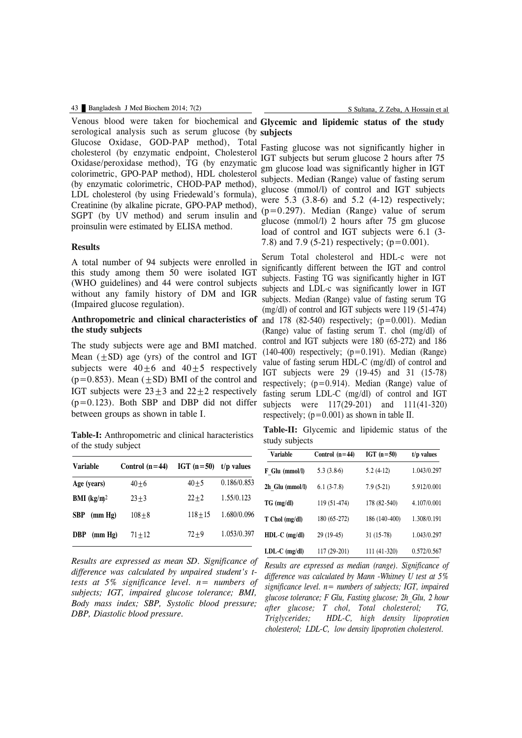Venous blood were taken for biochemical and serological analysis such as serum glucose (by Glucose Oxidase, GOD-PAP method), Total cholesterol (by enzymatic endpoint, Cholesterol Oxidase/peroxidase method), TG (by enzymatic colorimetric, GPO-PAP method), HDL cholesterol (by enzymatic colorimetric, CHOD-PAP method), LDL cholesterol (by using Friedewald's formula), Creatinine (by alkaline picrate, GPO-PAP method), SGPT (by UV method) and serum insulin and proinsulin were estimated by ELISA method.

## Results

A total number of 94 subjects were enrolled in this study among them 50 were isolated IGT (WHO guidelines) and 44 were control subjects without any family history of DM and IGR (Impaired glucose regulation).

### Anthropometric and clinical characteristics of the study subjects

The study subjects were age and BMI matched. Mean (±SD) age (yrs) of the control and IGT subjects were 40±6 and 40±5 respectively (p=0.853). Mean (±SD) BMI of the control and IGT subjects were 23±3 and 22±2 respectively (p=0.123). Both SBP and DBP did not differ between groups as shown in table I.

**Table-I:** Anthropometric and clinical haracteristics of the study subject

| Variable | Control (n=44) | IGT (n=50) | t/p values |
|---|---|---|---|
| Age (years) | 40±6 | 40±5 | 0.186/0.853 |
| BMI (kg/m)$^2$ | 23±3 | 22±2 | 1.55/0.123 |
| SBP (mm Hg) | 108±8 | 118±15 | 1.680/0.096 |
| DBP (mm Hg) | 71±12 | 72±9 | 1.053/0.397 |

*Results are expressed as mean SD. Significance of difference was calculated by unpaired student's t-tests at 5% significance level. n= numbers of subjects; IGT, impaired glucose tolerance; BMI, Body mass index; SBP, Systolic blood pressure; DBP, Diastolic blood pressure.*

### Glycemic and lipidemic status of the study subjects

Fasting glucose was not significantly higher in IGT subjects but serum glucose 2 hours after 75 gm glucose load was significantly higher in IGT subjects. Median (Range) value of fasting serum glucose (mmol/l) of control and IGT subjects were 5.3 (3.8-6) and 5.2 (4-12) respectively; (p=0.297). Median (Range) value of serum glucose (mmol/l) 2 hours after 75 gm glucose load of control and IGT subjects were 6.1 (3-7.8) and 7.9 (5-21) respectively; (p=0.001).

Serum Total cholesterol and HDL-c were not significantly different between the IGT and control subjects. Fasting TG was significantly higher in IGT subjects and LDL-c was significantly lower in IGT subjects. Median (Range) value of fasting serum TG (mg/dl) of control and IGT subjects were 119 (51-474) and 178 (82-540) respectively; (p=0.001). Median (Range) value of fasting serum T. chol (mg/dl) of control and IGT subjects were 180 (65-272) and 186 (140-400) respectively; (p=0.191). Median (Range) value of fasting serum HDL-C (mg/dl) of control and IGT subjects were 29 (19-45) and 31 (15-78) respectively; (p=0.914). Median (Range) value of fasting serum LDL-C (mg/dl) of control and IGT subjects were 117(29-201) and 111(41-320) respectively; (p=0.001) as shown in table II.

**Table-II:** Glycemic and lipidemic status of the study subjects

| Variable | Control (n=44) | IGT (n=50) | t/p values |
|---|---|---|---|
| F_Glu (mmol/l) | 5.3 (3.8-6) | 5.2 (4-12) | 1.043/0.297 |
| 2h_Glu (mmol/l) | 6.1 (3-7.8) | 7.9 (5-21) | 5.912/0.001 |
| TG (mg/dl) | 119 (51-474) | 178 (82-540) | 4.107/0.001 |
| T Chol (mg/dl) | 180 (65-272) | 186 (140-400) | 1.308/0.191 |
| HDL-C (mg/dl) | 29 (19-45) | 31 (15-78) | 1.043/0.297 |
| LDL-C (mg/dl) | 117 (29-201) | 111 (41-320) | 0.572/0.567 |

*Results are expressed as median (range). Significance of difference was calculated by Mann -Whitney U test at 5% significance level. n= numbers of subjects; IGT, impaired glucose tolerance; F Glu, Fasting glucose; 2h_Glu, 2 hour after glucose; T chol, Total cholesterol; TG, Triglycerides; HDL-C, high density lipoprotien cholesterol; LDL-C, low density lipoprotien cholesterol.*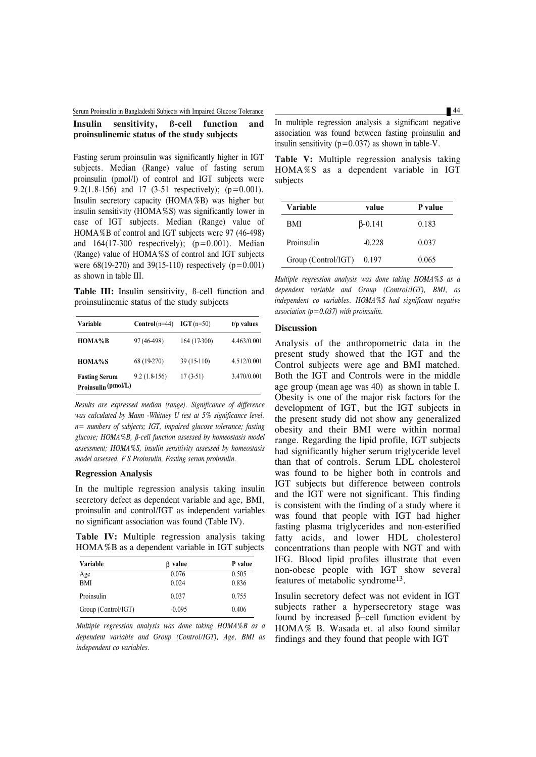**Insulin sensitivity, ß-cell function and proinsulinemic status of the study subjects**

Fasting serum proinsulin was significantly higher in IGT subjects. Median (Range) value of fasting serum proinsulin (pmol/l) of control and IGT subjects were 9.2(1.8-156) and 17 (3-51 respectively); (p=0.001). Insulin secretory capacity (HOMA%B) was higher but insulin sensitivity (HOMA%S) was significantly lower in case of IGT subjects. Median (Range) value of HOMA%B of control and IGT subjects were 97 (46-498) and 164(17-300 respectively); (p=0.001). Median (Range) value of HOMA%S of control and IGT subjects were 68(19-270) and 39(15-110) respectively (p=0.001) as shown in table III.

**Table III:** Insulin sensitivity, ß-cell function and proinsulinemic status of the study subjects

| Variable | **Control**(n=44) | **IGT**(n=50) | t/p values |
|---|---|---|---|
| **HOMA%B** | 97 (46-498) | 164 (17-300) | 4.463/0.001 |
| **HOMA%S** | 68 (19-270) | 39 (15-110) | 4.512/0.001 |
| **Fasting Serum Proinsulin (pmol/L)** | 9.2 (1.8-156) | 17 (3-51) | 3.470/0.001 |

*Results are expressed median (range). Significance of difference was calculated by Mann -Whitney U test at 5% significance level. n= numbers of subjects; IGT, impaired glucose tolerance; fasting glucose; HOMA%B, β-cell function assessed by homeostasis model assessment; HOMA%S, insulin sensitivity assessed by homeostasis model assessed, F S Proinsulin, Fasting serum proinsulin.*

**Regression Analysis**

In the multiple regression analysis taking insulin secretory defect as dependent variable and age, BMI, proinsulin and control/IGT as independent variables no significant association was found (Table IV).

**Table IV:** Multiple regression analysis taking HOMA%B as a dependent variable in IGT subjects

| Variable | β value | P value |
|---|---|---|
| Age | 0.076 | 0.505 |
| BMI | 0.024 | 0.836 |
| Proinsulin | 0.037 | 0.755 |
| Group (Control/IGT) | -0.095 | 0.406 |

*Multiple regression analysis was done taking HOMA%B as a dependent variable and Group (Control/IGT), Age, BMI as independent co variables.*

In multiple regression analysis a significant negative association was found between fasting proinsulin and insulin sensitivity (p=0.037) as shown in table-V.

**Table V:** Multiple regression analysis taking HOMA%S as a dependent variable in IGT subjects

| Variable | value | P value |
|---|---|---|
| BMI | β-0.141 | 0.183 |
| Proinsulin | -0.228 | 0.037 |
| Group (Control/IGT) | 0.197 | 0.065 |

*Multiple regression analysis was done taking HOMA%S as a dependent variable and Group (Control/IGT), BMI, as independent co variables. HOMA%S had significant negative association (p=0.037) with proinsulin.*

**Discussion**

Analysis of the anthropometric data in the present study showed that the IGT and the Control subjects were age and BMI matched. Both the IGT and Controls were in the middle age group (mean age was 40) as shown in table I. Obesity is one of the major risk factors for the development of IGT, but the IGT subjects in the present study did not show any generalized obesity and their BMI were within normal range. Regarding the lipid profile, IGT subjects had significantly higher serum triglyceride level than that of controls. Serum LDL cholesterol was found to be higher both in controls and IGT subjects but difference between controls and the IGT were not significant. This finding is consistent with the finding of a study where it was found that people with IGT had higher fasting plasma triglycerides and non-esterified fatty acids, and lower HDL cholesterol concentrations than people with NGT and with IFG. Blood lipid profiles illustrate that even non-obese people with IGT show several features of metabolic syndrome[13].

Insulin secretory defect was not evident in IGT subjects rather a hypersecretory stage was found by increased β–cell function evident by HOMA% B. Wasada et. al also found similar findings and they found that people with IGT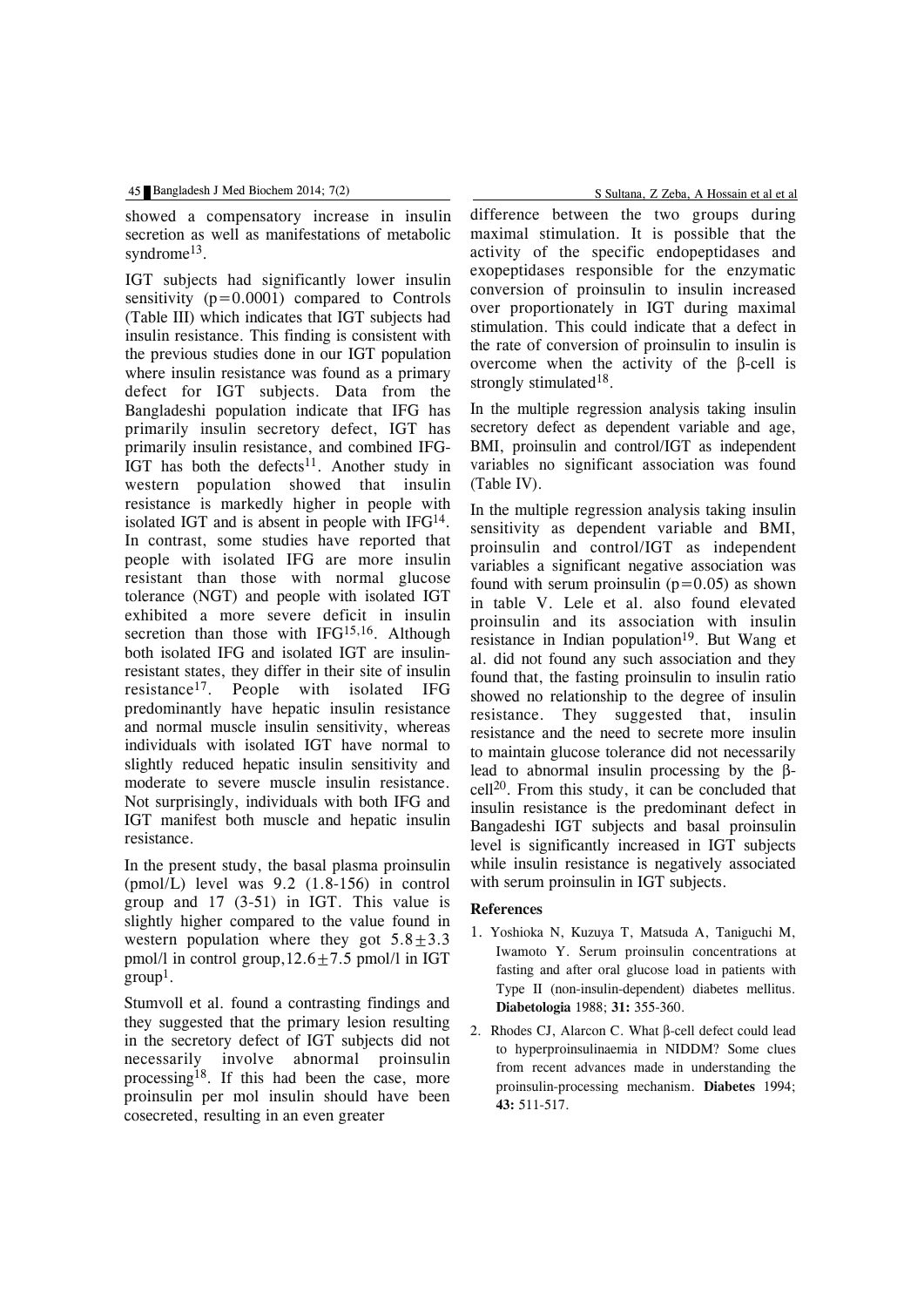showed a compensatory increase in insulin secretion as well as manifestations of metabolic syndrome[13].

IGT subjects had significantly lower insulin sensitivity ($p=0.0001$) compared to Controls (Table III) which indicates that IGT subjects had insulin resistance. This finding is consistent with the previous studies done in our IGT population where insulin resistance was found as a primary defect for IGT subjects. Data from the Bangladeshi population indicate that IFG has primarily insulin secretory defect, IGT has primarily insulin resistance, and combined IFG-IGT has both the defects[11]. Another study in western population showed that insulin resistance is markedly higher in people with isolated IGT and is absent in people with IFG[14]. In contrast, some studies have reported that people with isolated IFG are more insulin resistant than those with normal glucose tolerance (NGT) and people with isolated IGT exhibited a more severe deficit in insulin secretion than those with IFG[15,16]. Although both isolated IFG and isolated IGT are insulin-resistant states, they differ in their site of insulin resistance[17]. People with isolated IFG predominantly have hepatic insulin resistance and normal muscle insulin sensitivity, whereas individuals with isolated IGT have normal to slightly reduced hepatic insulin sensitivity and moderate to severe muscle insulin resistance. Not surprisingly, individuals with both IFG and IGT manifest both muscle and hepatic insulin resistance.

In the present study, the basal plasma proinsulin (pmol/L) level was 9.2 (1.8-156) in control group and 17 (3-51) in IGT. This value is slightly higher compared to the value found in western population where they got $5.8 \pm 3.3$ pmol/l in control group, $12.6 \pm 7.5$ pmol/l in IGT group[1].

Stumvoll et al. found a contrasting findings and they suggested that the primary lesion resulting in the secretory defect of IGT subjects did not necessarily involve abnormal proinsulin processing[18]. If this had been the case, more proinsulin per mol insulin should have been cosecreted, resulting in an even greater difference between the two groups during maximal stimulation. It is possible that the activity of the specific endopeptidases and exopeptidases responsible for the enzymatic conversion of proinsulin to insulin increased over proportionately in IGT during maximal stimulation. This could indicate that a defect in the rate of conversion of proinsulin to insulin is overcome when the activity of the β-cell is strongly stimulated[18].

In the multiple regression analysis taking insulin secretory defect as dependent variable and age, BMI, proinsulin and control/IGT as independent variables no significant association was found (Table IV).

In the multiple regression analysis taking insulin sensitivity as dependent variable and BMI, proinsulin and control/IGT as independent variables a significant negative association was found with serum proinsulin ($p=0.05$) as shown in table V. Lele et al. also found elevated proinsulin and its association with insulin resistance in Indian population[19]. But Wang et al. did not found any such association and they found that, the fasting proinsulin to insulin ratio showed no relationship to the degree of insulin resistance. They suggested that, insulin resistance and the need to secrete more insulin to maintain glucose tolerance did not necessarily lead to abnormal insulin processing by the β-cell[20]. From this study, it can be concluded that insulin resistance is the predominant defect in Bangadeshi IGT subjects and basal proinsulin level is significantly increased in IGT subjects while insulin resistance is negatively associated with serum proinsulin in IGT subjects.

## References

1. Yoshioka N, Kuzuya T, Matsuda A, Taniguchi M, Iwamoto Y. Serum proinsulin concentrations at fasting and after oral glucose load in patients with Type II (non-insulin-dependent) diabetes mellitus. **Diabetologia** 1988; **31:** 355-360.
2. Rhodes CJ, Alarcon C. What β-cell defect could lead to hyperproinsulinaemia in NIDDM? Some clues from recent advances made in understanding the proinsulin-processing mechanism. **Diabetes** 1994; **43:** 511-517.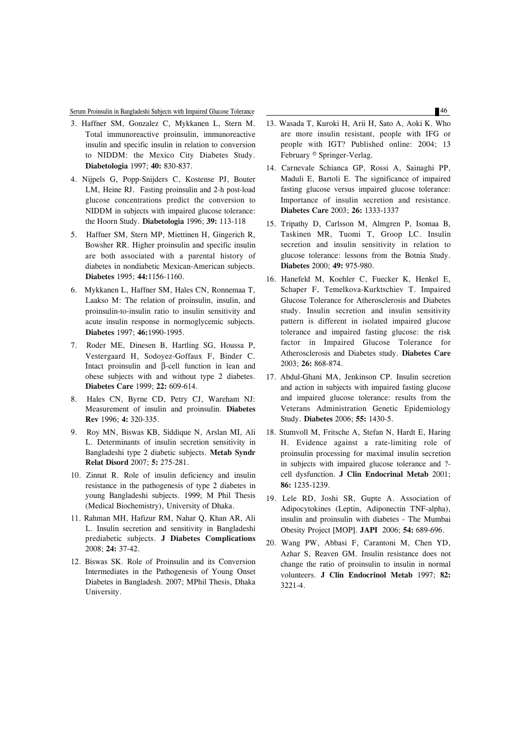3. Haffner SM, Gonzalez C, Mykkanen L, Stern M. Total immunoreactive proinsulin, immunoreactive insulin and specific insulin in relation to conversion to NIDDM: the Mexico City Diabetes Study. **Diabetologia** 1997; **40:** 830-837.

4. Nijpels G, Popp-Snijders C, Kostense PJ, Bouter LM, Heine RJ. Fasting proinsulin and 2-h post-load glucose concentrations predict the conversion to NIDDM in subjects with impaired glucose tolerance: the Hoorn Study. **Diabetologia** 1996; **39:** 113-118

5. Haffner SM, Stern MP, Miettinen H, Gingerich R, Bowsher RR. Higher proinsulin and specific insulin are both associated with a parental history of diabetes in nondiabetic Mexican-American subjects. **Diabetes** 1995; **44:**1156-1160.

6. Mykkanen L, Haffner SM, Hales CN, Ronnemaa T, Laakso M: The relation of proinsulin, insulin, and proinsulin-to-insulin ratio to insulin sensitivity and acute insulin response in normoglycemic subjects. **Diabetes** 1997; **46:**1990-1995.

7. Roder ME, Dinesen B, Hartling SG, Houssa P, Vestergaard H, Sodoyez-Goffaux F, Binder C. Intact proinsulin and β-cell function in lean and obese subjects with and without type 2 diabetes. **Diabetes Care** 1999; **22:** 609-614.

8. Hales CN, Byrne CD, Petry CJ, Wareham NJ: Measurement of insulin and proinsulin. **Diabetes Rev** 1996; **4:** 320-335.

9. Roy MN, Biswas KB, Siddique N, Arslan MI, Ali L. Determinants of insulin secretion sensitivity in Bangladeshi type 2 diabetic subjects. **Metab Syndr Relat Disord** 2007; **5:** 275-281.

10. Zinnat R. Role of insulin deficiency and insulin resistance in the pathogenesis of type 2 diabetes in young Bangladeshi subjects. 1999; M Phil Thesis (Medical Biochemistry), University of Dhaka.

11. Rahman MH, Hafizur RM, Nahar Q, Khan AR, Ali L. Insulin secretion and sensitivity in Bangladeshi prediabetic subjects. **J Diabetes Complications** 2008; **24:** 37-42.

12. Biswas SK. Role of Proinsulin and its Conversion Intermediates in the Pathogenesis of Young Onset Diabetes in Bangladesh. 2007; MPhil Thesis, Dhaka University.

13. Wasada T, Kuroki H, Arii H, Sato A, Aoki K. Who are more insulin resistant, people with IFG or people with IGT? Published online: 2004; 13 February © Springer-Verlag.

14. Carnevale Schianca GP, Rossi A, Sainaghi PP, Maduli E, Bartoli E. The significance of impaired fasting glucose versus impaired glucose tolerance: Importance of insulin secretion and resistance. **Diabetes Care** 2003; **26:** 1333-1337

15. Tripathy D, Carlsson M, Almgren P, Isomaa B, Taskinen MR, Tuomi T, Groop LC. Insulin secretion and insulin sensitivity in relation to glucose tolerance: lessons from the Botnia Study. **Diabetes** 2000; **49:** 975-980.

16. Hanefeld M, Koehler C, Fuecker K, Henkel E, Schaper F, Temelkova-Kurktschiev T. Impaired Glucose Tolerance for Atherosclerosis and Diabetes study. Insulin secretion and insulin sensitivity pattern is different in isolated impaired glucose tolerance and impaired fasting glucose: the risk factor in Impaired Glucose Tolerance for Atherosclerosis and Diabetes study. **Diabetes Care** 2003; **26:** 868-874.

17. Abdul-Ghani MA, Jenkinson CP. Insulin secretion and action in subjects with impaired fasting glucose and impaired glucose tolerance: results from the Veterans Administration Genetic Epidemiology Study. **Diabetes** 2006; **55:** 1430-5.

18. Stumvoll M, Fritsche A, Stefan N, Hardt E, Haring H. Evidence against a rate-limiting role of proinsulin processing for maximal insulin secretion in subjects with impaired glucose tolerance and ?-cell dysfunction. **J Clin Endocrinal Metab** 2001; **86:** 1235-1239.

19. Lele RD, Joshi SR, Gupte A. Association of Adipocytokines (Leptin, Adiponectin TNF-alpha), insulin and proinsulin with diabetes - The Mumbai Obesity Project [MOP]. **JAPI** 2006; **54:** 689-696.

20. Wang PW, Abbasi F, Carantoni M, Chen YD, Azhar S, Reaven GM. Insulin resistance does not change the ratio of proinsulin to insulin in normal volunteers. **J Clin Endocrinol Metab** 1997; **82:** 3221-4.